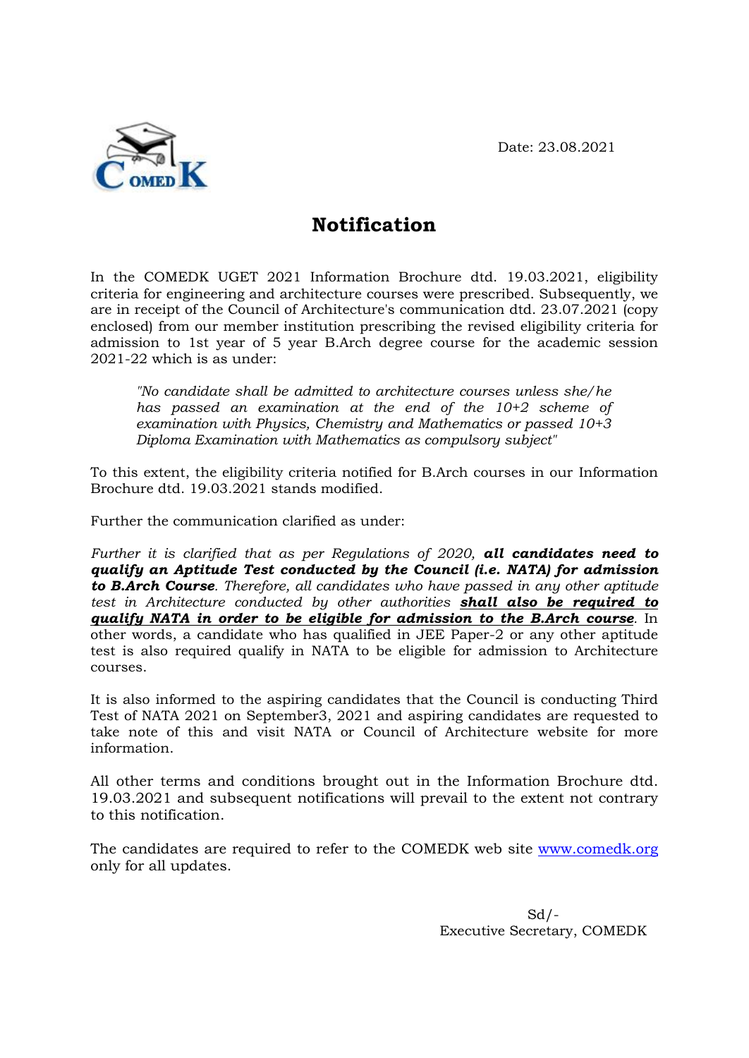Date: 23.08.2021

# Notification

In the COMEDK UGET 2021 Information Brochure dtd. 19.03.2021, eligibility criteria for engineering and architecture courses were prescribed. Subsequently, we are in receipt of the Council of Architecture's communication dtd. 23.07.2021 (copy enclosed) from our member institution prescribing the revised eligibility criteria for admission to 1st year of 5 year B.Arch degree course for the academic session 2021-22 which is as under:

> *"No candidate shall be admitted to architecture courses unless she/he has passed an examination at the end of the 10+2 scheme of examination with Physics, Chemistry and Mathematics or passed 10+3 Diploma Examination with Mathematics as compulsory subject"*

To this extent, the eligibility criteria notified for B.Arch courses in our Information Brochure dtd. 19.03.2021 stands modified.

Further the communication clarified as under:

*Further it is clarified that as per Regulations of 2020,* ***all candidates need to qualify an Aptitude Test conducted by the Council (i.e. NATA) for admission to B.Arch Course****. Therefore, all candidates who have passed in any other aptitude test in Architecture conducted by other authorities* ***shall also be required to qualify NATA in order to be eligible for admission to the B.Arch course****.* In other words, a candidate who has qualified in JEE Paper-2 or any other aptitude test is also required qualify in NATA to be eligible for admission to Architecture courses.

It is also informed to the aspiring candidates that the Council is conducting Third Test of NATA 2021 on September3, 2021 and aspiring candidates are requested to take note of this and visit NATA or Council of Architecture website for more information.

All other terms and conditions brought out in the Information Brochure dtd. 19.03.2021 and subsequent notifications will prevail to the extent not contrary to this notification.

The candidates are required to refer to the COMEDK web site [www.comedk.org](http://www.comedk.org) only for all updates.

Sd/-
Executive Secretary, COMEDK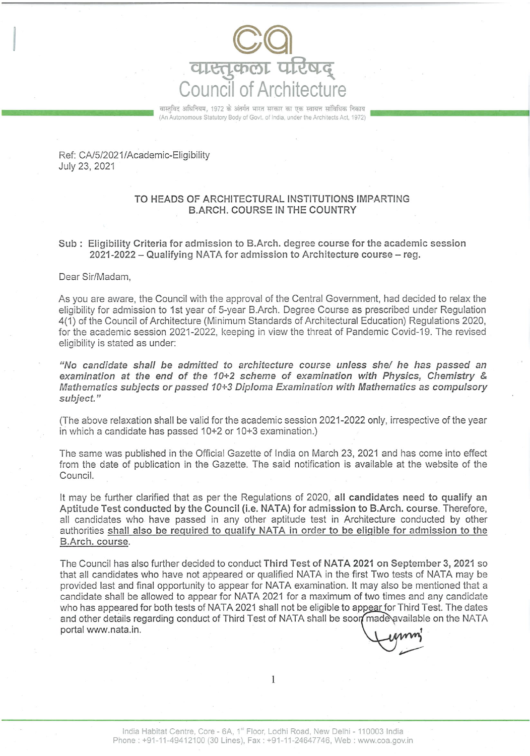# वास्तुकला परिषद्
# Council of Architecture

वास्तुविद अधिनियम, 1972 के अंतर्गत भारत सरकार का एक स्वायत्त सांविधिक निकाय
(An Autonomous Statutory Body of Govt. of India, under the Architects Act, 1972)

Ref: CA/5/2021/Academic-Eligibility
July 23, 2021

**TO HEADS OF ARCHITECTURAL INSTITUTIONS IMPARTING B.ARCH. COURSE IN THE COUNTRY**

**Sub : Eligibility Criteria for admission to B.Arch. degree course for the academic session 2021-2022 – Qualifying NATA for admission to Architecture course – reg.**

Dear Sir/Madam,

As you are aware, the Council with the approval of the Central Government, had decided to relax the eligibility for admission to 1st year of 5-year B.Arch. Degree Course as prescribed under Regulation 4(1) of the Council of Architecture (Minimum Standards of Architectural Education) Regulations 2020, for the academic session 2021-2022, keeping in view the threat of Pandemic Covid-19. The revised eligibility is stated as under:

***"No candidate shall be admitted to architecture course unless she/ he has passed an examination at the end of the 10+2 scheme of examination with Physics, Chemistry & Mathematics subjects or passed 10+3 Diploma Examination with Mathematics as compulsory subject."***

(The above relaxation shall be valid for the academic session 2021-2022 only, irrespective of the year in which a candidate has passed 10+2 or 10+3 examination.)

The same was published in the Official Gazette of India on March 23, 2021 and has come into effect from the date of publication in the Gazette. The said notification is available at the website of the Council.

It may be further clarified that as per the Regulations of 2020, **all candidates need to qualify an Aptitude Test conducted by the Council (i.e. NATA) for admission to B.Arch. course**. Therefore, all candidates who have passed in any other aptitude test in Architecture conducted by other authorities <u>shall also be required to qualify NATA in order to be eligible for admission to the B.Arch. course</u>.

The Council has also further decided to conduct **Third Test of NATA 2021 on September 3, 2021** so that all candidates who have not appeared or qualified NATA in the first Two tests of NATA may be provided last and final opportunity to appear for NATA examination. It may also be mentioned that a candidate shall be allowed to appear for NATA 2021 for a maximum of two times and any candidate who has appeared for both tests of NATA 2021 shall not be eligible to appear for Third Test. The dates and other details regarding conduct of Third Test of NATA shall be soon made available on the NATA portal www.nata.in.

India Habitat Centre, Core - 6A, 1st Floor, Lodhi Road, New Delhi - 110003 India
Phone : +91-11-49412100 (30 Lines), Fax : +91-11-24647746, Web : www.coa.gov.in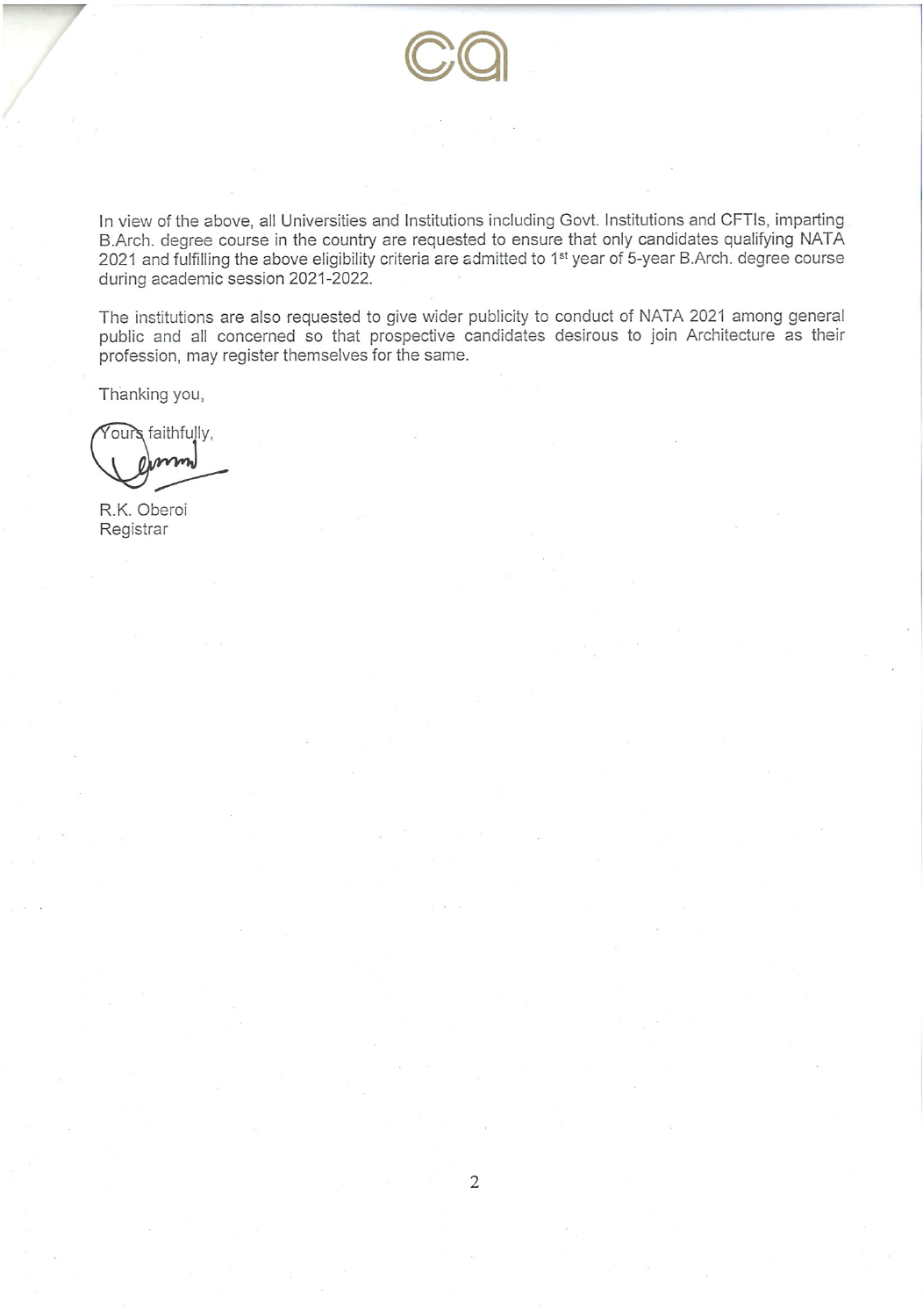In view of the above, all Universities and Institutions including Govt. Institutions and CFTIs, imparting B.Arch. degree course in the country are requested to ensure that only candidates qualifying NATA 2021 and fulfilling the above eligibility criteria are admitted to 1st year of 5-year B.Arch. degree course during academic session 2021-2022.

The institutions are also requested to give wider publicity to conduct of NATA 2021 among general public and all concerned so that prospective candidates desirous to join Architecture as their profession, may register themselves for the same.

Thanking you,

Yours faithfully,

R.K. Oberoi
Registrar